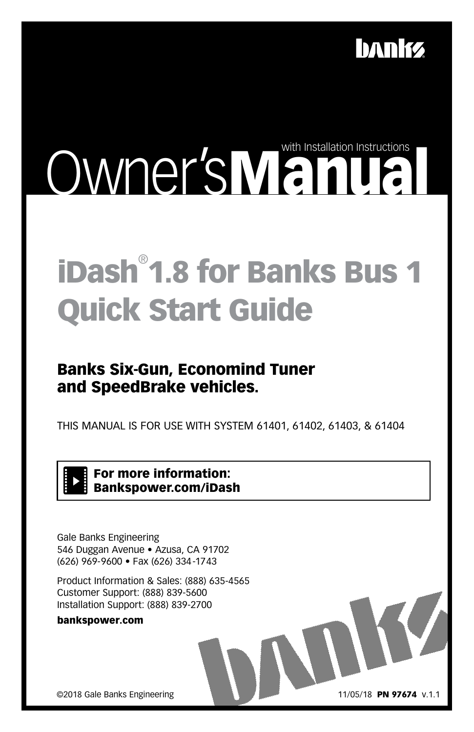# Owner's Manual

with Installation Instructions

# iDash® 1.8 for Banks Bus 1 Quick Start Guide

## Banks Six-Gun, Economind Tuner and SpeedBrake vehicles.

THIS MANUAL IS FOR USE WITH SYSTEM 61401, 61402, 61403, & 61404

**For more information:**
**Bankspower.com/iDash**

Gale Banks Engineering
546 Duggan Avenue • Azusa, CA 91702
(626) 969-9600 • Fax (626) 334-1743

Product Information & Sales: (888) 635-4565
Customer Support: (888) 839-5600
Installation Support: (888) 839-2700

**bankspower.com**

©2018 Gale Banks Engineering

11/05/18 **PN 97674** v.1.1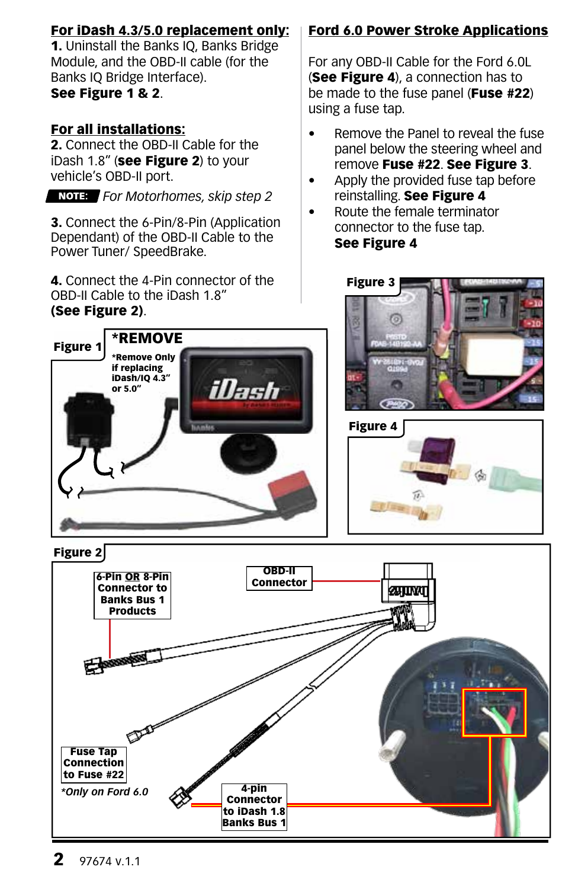## For iDash 4.3/5.0 replacement only:

**1.** Uninstall the Banks IQ, Banks Bridge Module, and the OBD-II cable (for the Banks IQ Bridge Interface). **See Figure 1 & 2**.

## For all installations:

**2.** Connect the OBD-II Cable for the iDash 1.8" (**see Figure 2**) to your vehicle's OBD-II port.

**NOTE:** *For Motorhomes, skip step 2*

**3.** Connect the 6-Pin/8-Pin (Application Dependant) of the OBD-II Cable to the Power Tuner/ SpeedBrake.

**4.** Connect the 4-Pin connector of the OBD-II Cable to the iDash 1.8" **(See Figure 2)**.

**Figure 1**

***REMOVE**

***Remove Only if replacing iDash/IQ 4.3" or 5.0"**

## Ford 6.0 Power Stroke Applications

For any OBD-II Cable for the Ford 6.0L (**See Figure 4**), a connection has to be made to the fuse panel (**Fuse #22**) using a fuse tap.

- Remove the Panel to reveal the fuse panel below the steering wheel and remove **Fuse #22**. **See Figure 3**.
- Apply the provided fuse tap before reinstalling. **See Figure 4**
- Route the female terminator connector to the fuse tap. **See Figure 4**

**Figure 3**

**Figure 4**

**Figure 2**

**6-Pin OR 8-Pin Connector to Banks Bus 1 Products**

**OBD-II Connector**

**Fuse Tap Connection to Fuse #22**

*\*Only on Ford 6.0*

**4-pin Connector to iDash 1.8 Banks Bus 1**

97674 v.1.1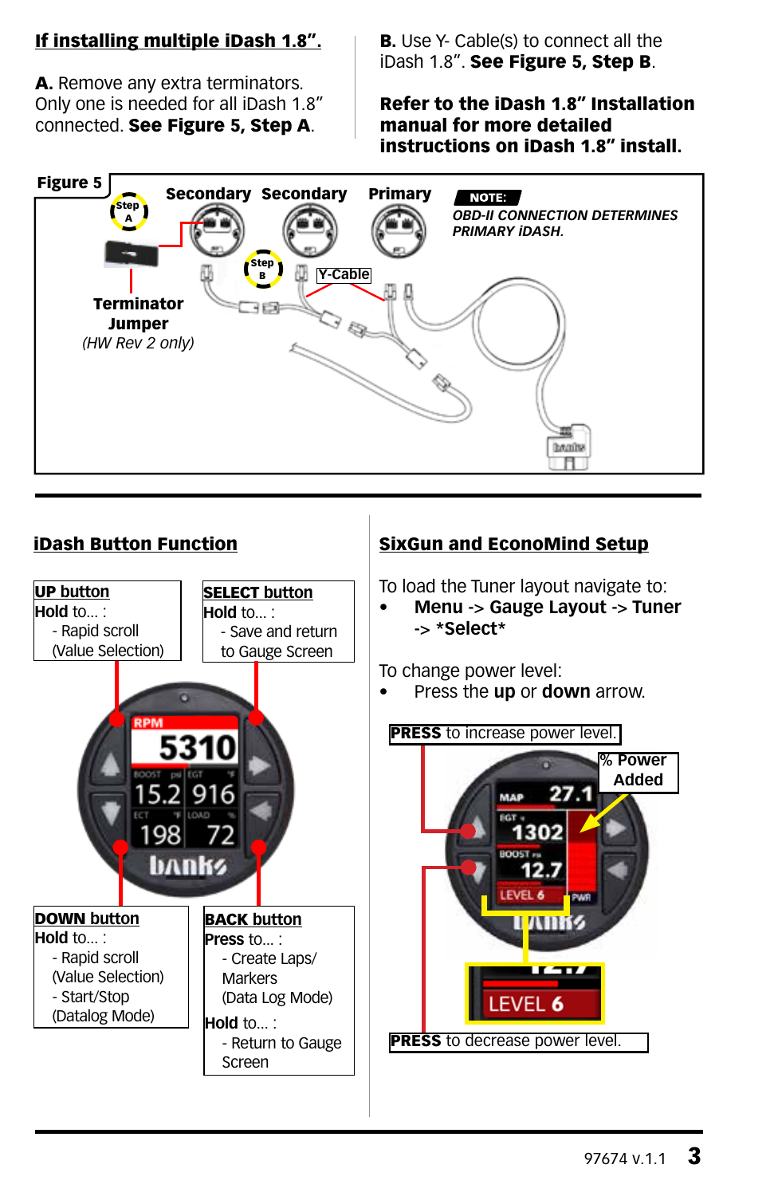## If installing multiple iDash 1.8".

**A.** Remove any extra terminators. Only one is needed for all iDash 1.8" connected. **See Figure 5, Step A**.

**B.** Use Y- Cable(s) to connect all the iDash 1.8". **See Figure 5, Step B**.

**Refer to the iDash 1.8" Installation manual for more detailed instructions on iDash 1.8" install.**

**Figure 5**

Step A

Secondary Secondary Primary

**NOTE:** *OBD-II CONNECTION DETERMINES PRIMARY iDASH.*

Step B

Y-Cable

**Terminator Jumper**
*(HW Rev 2 only)*

## iDash Button Function

**UP button**
Hold to... :
- Rapid scroll (Value Selection)

**SELECT button**
Hold to... :
- Save and return to Gauge Screen

**DOWN button**
Hold to... :
- Rapid scroll (Value Selection)
- Start/Stop (Datalog Mode)

**BACK button**
Press to... :
- Create Laps/ Markers (Data Log Mode)

Hold to... :
- Return to Gauge Screen

## SixGun and EconoMind Setup

To load the Tuner layout navigate to:

- **Menu -> Gauge Layout -> Tuner -> *Select***

To change power level:

- Press the **up** or **down** arrow.

**PRESS** to increase power level.

% Power Added

**PRESS** to decrease power level.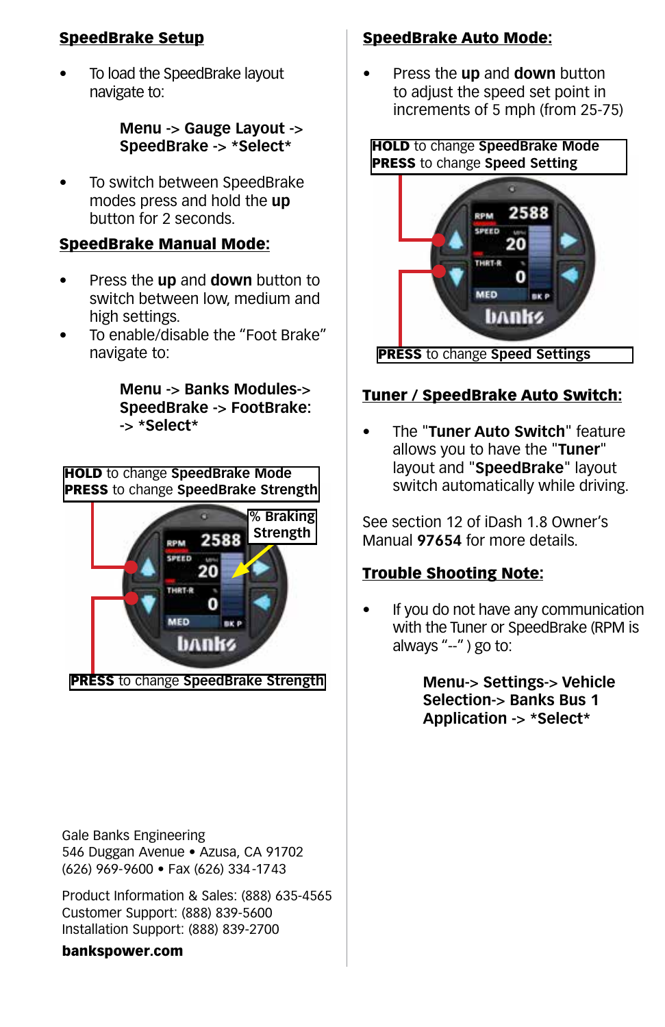## SpeedBrake Setup

- To load the SpeedBrake layout navigate to:

  **Menu** -> **Gauge Layout** -> **SpeedBrake** -> ***Select***

- To switch between SpeedBrake modes press and hold the **up** button for 2 seconds.

## SpeedBrake Manual Mode:

- Press the **up** and **down** button to switch between low, medium and high settings.
- To enable/disable the "Foot Brake" navigate to:

  **Menu** -> **Banks Modules**-> **SpeedBrake** -> **FootBrake**: -> ***Select***

**HOLD** to change **SpeedBrake Mode**
**PRESS** to change **SpeedBrake Strength**

% Braking Strength

RPM 2588
SPEED 20
THRT-R 0
MED BK P
banks

**PRESS** to change **SpeedBrake Strength**

Gale Banks Engineering
546 Duggan Avenue • Azusa, CA 91702
(626) 969-9600 • Fax (626) 334-1743

Product Information & Sales: (888) 635-4565
Customer Support: (888) 839-5600
Installation Support: (888) 839-2700

**bankspower.com**

## SpeedBrake Auto Mode:

- Press the **up** and **down** button to adjust the speed set point in increments of 5 mph (from 25-75)

**HOLD** to change **SpeedBrake Mode**
**PRESS** to change **Speed Setting**

RPM 2588
SPEED 20
THRT-R 0
MED BK P
banks

**PRESS** to change **Speed Settings**

## Tuner / SpeedBrake Auto Switch:

- The "**Tuner Auto Switch**" feature allows you to have the "**Tuner**" layout and "**SpeedBrake**" layout switch automatically while driving.

See section 12 of iDash 1.8 Owner's Manual **97654** for more details.

## Trouble Shooting Note:

- If you do not have any communication with the Tuner or SpeedBrake (RPM is always "--" ) go to:

  **Menu**-> **Settings**-> **Vehicle Selection**-> **Banks Bus 1 Application** -> ***Select***